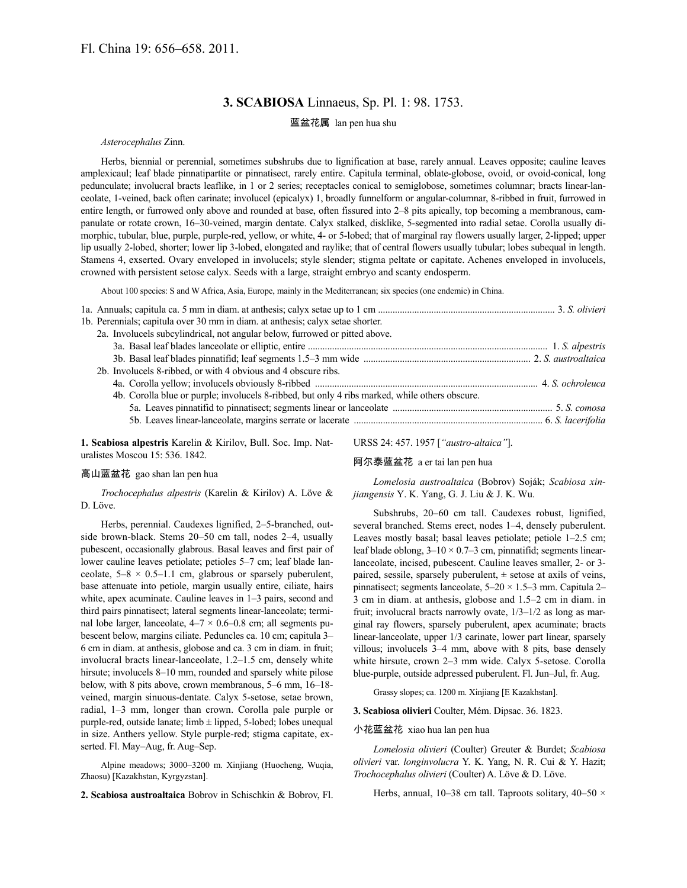Fl. China 19: 656–658. 2011.

## 3. SCABIOSA Linnaeus, Sp. Pl. 1: 98. 1753.

蓝盆花属 lan pen hua shu

*Asterocephalus* Zinn.

Herbs, biennial or perennial, sometimes subshrubs due to lignification at base, rarely annual. Leaves opposite; cauline leaves amplexicaul; leaf blade pinnatipartite or pinnatisect, rarely entire. Capitula terminal, oblate-globose, ovoid, or ovoid-conical, long pedunculate; involucral bracts leaflike, in 1 or 2 series; receptacles conical to semiglobose, sometimes columnar; bracts linear-lanceolate, 1-veined, back often carinate; involucel (epicalyx) 1, broadly funnelform or angular-columnar, 8-ribbed in fruit, furrowed in entire length, or furrowed only above and rounded at base, often fissured into 2–8 pits apically, top becoming a membranous, campanulate or rotate crown, 16–30-veined, margin dentate. Calyx stalked, disklike, 5-segmented into radial setae. Corolla usually dimorphic, tubular, blue, purple, purple-red, yellow, or white, 4- or 5-lobed; that of marginal ray flowers usually larger, 2-lipped; upper lip usually 2-lobed, shorter; lower lip 3-lobed, elongated and raylike; that of central flowers usually tubular; lobes subequal in length. Stamens 4, exserted. Ovary enveloped in involucels; style slender; stigma peltate or capitate. Achenes enveloped in involucels, crowned with persistent setose calyx. Seeds with a large, straight embryo and scanty endosperm.

About 100 species: S and W Africa, Asia, Europe, mainly in the Mediterranean; six species (one endemic) in China.

1a. Annuals; capitula ca. 5 mm in diam. at anthesis; calyx setae up to 1 cm .......... 3. *S. olivieri*
1b. Perennials; capitula over 30 mm in diam. at anthesis; calyx setae shorter.
  2a. Involucels subcylindrical, not angular below, furrowed or pitted above.
    3a. Basal leaf blades lanceolate or elliptic, entire .......... 1. *S. alpestris*
    3b. Basal leaf blades pinnatifid; leaf segments 1.5–3 mm wide .......... 2. *S. austroaltaica*
  2b. Involucels 8-ribbed, or with 4 obvious and 4 obscure ribs.
    4a. Corolla yellow; involucels obviously 8-ribbed .......... 4. *S. ochroleuca*
    4b. Corolla blue or purple; involucels 8-ribbed, but only 4 ribs marked, while others obscure.
      5a. Leaves pinnatifid to pinnatisect; segments linear or lanceolate .......... 5. *S. comosa*
      5b. Leaves linear-lanceolate, margins serrate or lacerate .......... 6. *S. lacerifolia*

**1. Scabiosa alpestris** Karelin & Kirilov, Bull. Soc. Imp. Naturalistes Moscou 15: 536. 1842.

高山蓝盆花 gao shan lan pen hua

*Trochocephalus alpestris* (Karelin & Kirilov) A. Löve & D. Löve.

Herbs, perennial. Caudexes lignified, 2–5-branched, outside brown-black. Stems 20–50 cm tall, nodes 2–4, usually pubescent, occasionally glabrous. Basal leaves and first pair of lower cauline leaves petiolate; petioles 5–7 cm; leaf blade lanceolate, 5–8 × 0.5–1.1 cm, glabrous or sparsely puberulent, base attenuate into petiole, margin usually entire, ciliate, hairs white, apex acuminate. Cauline leaves in 1–3 pairs, second and third pairs pinnatisect; lateral segments linear-lanceolate; terminal lobe larger, lanceolate, 4–7 × 0.6–0.8 cm; all segments pubescent below, margins ciliate. Peduncles ca. 10 cm; capitula 3–6 cm in diam. at anthesis, globose and ca. 3 cm in diam. in fruit; involucral bracts linear-lanceolate, 1.2–1.5 cm, densely white hirsute; involucels 8–10 mm, rounded and sparsely white pilose below, with 8 pits above, crown membranous, 5–6 mm, 16–18-veined, margin sinuous-dentate. Calyx 5-setose, setae brown, radial, 1–3 mm, longer than crown. Corolla pale purple or purple-red, outside lanate; limb ± lipped, 5-lobed; lobes unequal in size. Anthers yellow. Style purple-red; stigma capitate, exserted. Fl. May–Aug, fr. Aug–Sep.

Alpine meadows; 3000–3200 m. Xinjiang (Huocheng, Wuqia, Zhaosu) [Kazakhstan, Kyrgyzstan].

**2. Scabiosa austroaltaica** Bobrov in Schischkin & Bobrov, Fl. URSS 24: 457. 1957 [*"austro-altaica"*].

阿尔泰蓝盆花 a er tai lan pen hua

*Lomelosia austroaltaica* (Bobrov) Soják; *Scabiosa xinjiangensis* Y. K. Yang, G. J. Liu & J. K. Wu.

Subshrubs, 20–60 cm tall. Caudexes robust, lignified, several branched. Stems erect, nodes 1–4, densely puberulent. Leaves mostly basal; basal leaves petiolate; petiole 1–2.5 cm; leaf blade oblong, 3–10 × 0.7–3 cm, pinnatifid; segments linear-lanceolate, incised, pubescent. Cauline leaves smaller, 2- or 3-paired, sessile, sparsely puberulent, ± setose at axils of veins, pinnatisect; segments lanceolate, 5–20 × 1.5–3 mm. Capitula 2–3 cm in diam. at anthesis, globose and 1.5–2 cm in diam. in fruit; involucral bracts narrowly ovate, 1/3–1/2 as long as marginal ray flowers, sparsely puberulent, apex acuminate; bracts linear-lanceolate, upper 1/3 carinate, lower part linear, sparsely villous; involucels 3–4 mm, base densely white hirsute, above with 8 pits, crown 2–3 mm wide. Calyx 5-setose. Corolla blue-purple, outside adpressed puberulent. Fl. Jun–Jul, fr. Aug.

Grassy slopes; ca. 1200 m. Xinjiang [E Kazakhstan].

**3. Scabiosa olivieri** Coulter, Mém. Dipsac. 36. 1823.

小花蓝盆花 xiao hua lan pen hua

*Lomelosia olivieri* (Coulter) Greuter & Burdet; *Scabiosa olivieri* var. *longinvolucra* Y. K. Yang, N. R. Cui & Y. Hazit; *Trochocephalus olivieri* (Coulter) A. Löve & D. Löve.

Herbs, annual, 10–38 cm tall. Taproots solitary, 40–50 ×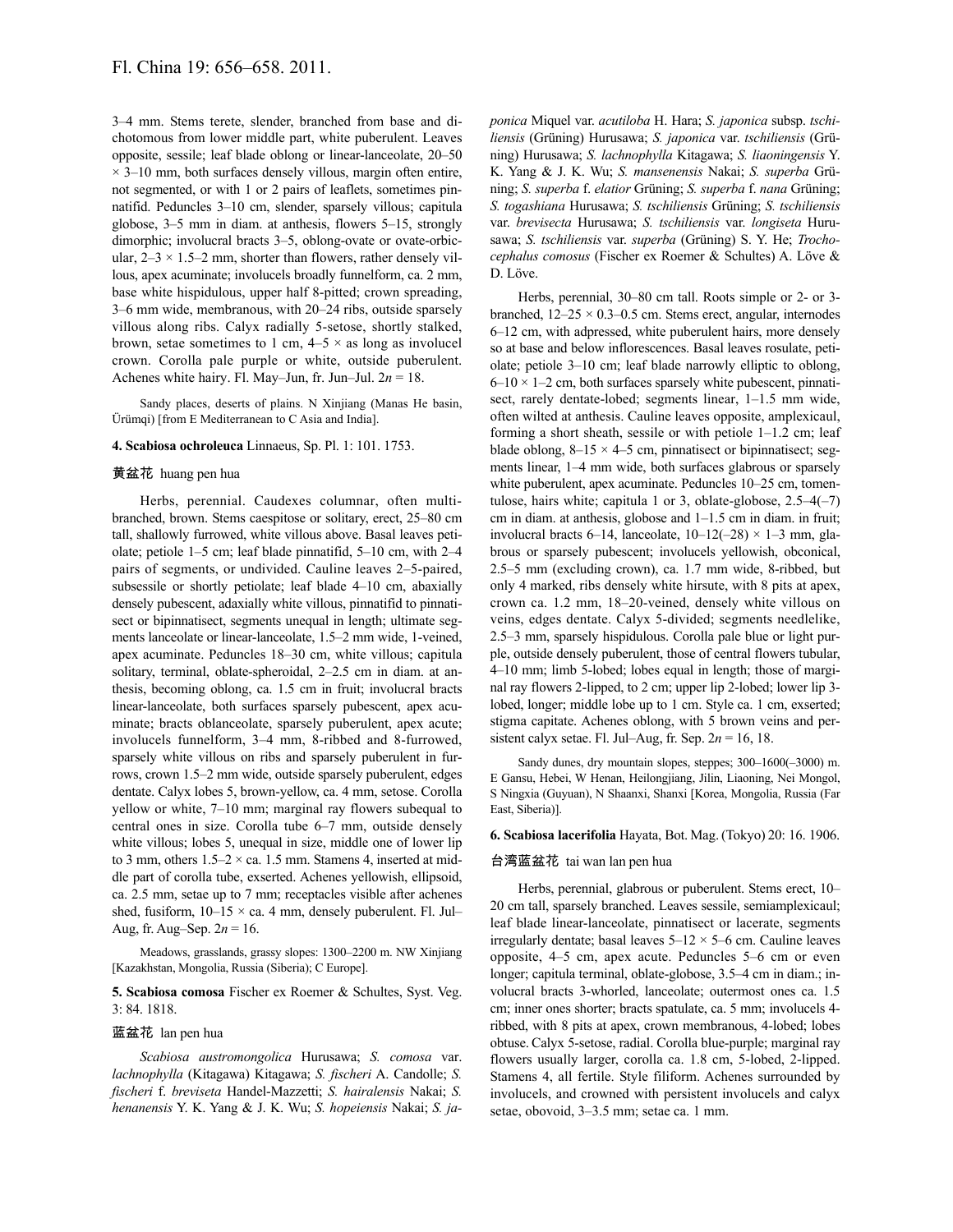3–4 mm. Stems terete, slender, branched from base and dichotomous from lower middle part, white puberulent. Leaves opposite, sessile; leaf blade oblong or linear-lanceolate, 20–50 × 3–10 mm, both surfaces densely villous, margin often entire, not segmented, or with 1 or 2 pairs of leaflets, sometimes pinnatifid. Peduncles 3–10 cm, slender, sparsely villous; capitula globose, 3–5 mm in diam. at anthesis, flowers 5–15, strongly dimorphic; involucral bracts 3–5, oblong-ovate or ovate-orbicular, 2–3 × 1.5–2 mm, shorter than flowers, rather densely villous, apex acuminate; involucels broadly funnelform, ca. 2 mm, base white hispidulous, upper half 8-pitted; crown spreading, 3–6 mm wide, membranous, with 20–24 ribs, outside sparsely villous along ribs. Calyx radially 5-setose, shortly stalked, brown, setae sometimes to 1 cm, 4–5 × as long as involucel crown. Corolla pale purple or white, outside puberulent. Achenes white hairy. Fl. May–Jun, fr. Jun–Jul. $2n = 18$.

Sandy places, deserts of plains. N Xinjiang (Manas He basin, Ürümqi) [from E Mediterranean to C Asia and India].

**4. Scabiosa ochroleuca** Linnaeus, Sp. Pl. 1: 101. 1753.

黄盆花 huang pen hua

Herbs, perennial. Caudexes columnar, often multibranched, brown. Stems caespitose or solitary, erect, 25–80 cm tall, shallowly furrowed, white villous above. Basal leaves petiolate; petiole 1–5 cm; leaf blade pinnatifid, 5–10 cm, with 2–4 pairs of segments, or undivided. Cauline leaves 2–5-paired, subsessile or shortly petiolate; leaf blade 4–10 cm, abaxially densely pubescent, adaxially white villous, pinnatifid to pinnatisect or bipinnatisect, segments unequal in length; ultimate segments lanceolate or linear-lanceolate, 1.5–2 mm wide, 1-veined, apex acuminate. Peduncles 18–30 cm, white villous; capitula solitary, terminal, oblate-spheroidal, 2–2.5 cm in diam. at anthesis, becoming oblong, ca. 1.5 cm in fruit; involucral bracts linear-lanceolate, both surfaces sparsely pubescent, apex acuminate; bracts oblanceolate, sparsely puberulent, apex acute; involucels funnelform, 3–4 mm, 8-ribbed and 8-furrowed, sparsely white villous on ribs and sparsely puberulent in furrows, crown 1.5–2 mm wide, outside sparsely puberulent, edges dentate. Calyx lobes 5, brown-yellow, ca. 4 mm, setose. Corolla yellow or white, 7–10 mm; marginal ray flowers subequal to central ones in size. Corolla tube 6–7 mm, outside densely white villous; lobes 5, unequal in size, middle one of lower lip to 3 mm, others 1.5–2 × ca. 1.5 mm. Stamens 4, inserted at middle part of corolla tube, exserted. Achenes yellowish, ellipsoid, ca. 2.5 mm, setae up to 7 mm; receptacles visible after achenes shed, fusiform, 10–15 × ca. 4 mm, densely puberulent. Fl. Jul–Aug, fr. Aug–Sep. $2n = 16$.

Meadows, grasslands, grassy slopes: 1300–2200 m. NW Xinjiang [Kazakhstan, Mongolia, Russia (Siberia); C Europe].

**5. Scabiosa comosa** Fischer ex Roemer & Schultes, Syst. Veg. 3: 84. 1818.

蓝盆花 lan pen hua

*Scabiosa austromongolica* Hurusawa; *S. comosa* var. *lachnophylla* (Kitagawa) Kitagawa; *S. fischeri* A. Candolle; *S. fischeri* f. *breviseta* Handel-Mazzetti; *S. hairalensis* Nakai; *S. henanensis* Y. K. Yang & J. K. Wu; *S. hopeiensis* Nakai; *S. japonica* Miquel var. *acutiloba* H. Hara; *S. japonica* subsp. *tschiliensis* (Grüning) Hurusawa; *S. japonica* var. *tschiliensis* (Grüning) Hurusawa; *S. lachnophylla* Kitagawa; *S. liaoningensis* Y. K. Yang & J. K. Wu; *S. mansenensis* Nakai; *S. superba* Grüning; *S. superba* f. *elatior* Grüning; *S. superba* f. *nana* Grüning; *S. togashiana* Hurusawa; *S. tschiliensis* Grüning; *S. tschiliensis* var. *brevisecta* Hurusawa; *S. tschiliensis* var. *longiseta* Hurusawa; *S. tschiliensis* var. *superba* (Grüning) S. Y. He; *Trochocephalus comosus* (Fischer ex Roemer & Schultes) A. Löve & D. Löve.

Herbs, perennial, 30–80 cm tall. Roots simple or 2- or 3-branched, 12–25 × 0.3–0.5 cm. Stems erect, angular, internodes 6–12 cm, with adpressed, white puberulent hairs, more densely so at base and below inflorescences. Basal leaves rosulate, petiolate; petiole 3–10 cm; leaf blade narrowly elliptic to oblong, 6–10 × 1–2 cm, both surfaces sparsely white pubescent, pinnatisect, rarely dentate-lobed; segments linear, 1–1.5 mm wide, often wilted at anthesis. Cauline leaves opposite, amplexicaul, forming a short sheath, sessile or with petiole 1–1.2 cm; leaf blade oblong, 8–15 × 4–5 cm, pinnatisect or bipinnatisect; segments linear, 1–4 mm wide, both surfaces glabrous or sparsely white puberulent, apex acuminate. Peduncles 10–25 cm, tomentulose, hairs white; capitula 1 or 3, oblate-globose, 2.5–4(–7) cm in diam. at anthesis, globose and 1–1.5 cm in diam. in fruit; involucral bracts 6–14, lanceolate, 10–12(–28) × 1–3 mm, glabrous or sparsely pubescent; involucels yellowish, obconical, 2.5–5 mm (excluding crown), ca. 1.7 mm wide, 8-ribbed, but only 4 marked, ribs densely white hirsute, with 8 pits at apex, crown ca. 1.2 mm, 18–20-veined, densely white villous on veins, edges dentate. Calyx 5-divided; segments needlelike, 2.5–3 mm, sparsely hispidulous. Corolla pale blue or light purple, outside densely puberulent, those of central flowers tubular, 4–10 mm; limb 5-lobed; lobes equal in length; those of marginal ray flowers 2-lipped, to 2 cm; upper lip 2-lobed; lower lip 3-lobed, longer; middle lobe up to 1 cm. Style ca. 1 cm, exserted; stigma capitate. Achenes oblong, with 5 brown veins and persistent calyx setae. Fl. Jul–Aug, fr. Sep. $2n = 16, 18$.

Sandy dunes, dry mountain slopes, steppes; 300–1600(–3000) m. E Gansu, Hebei, W Henan, Heilongjiang, Jilin, Liaoning, Nei Mongol, S Ningxia (Guyuan), N Shaanxi, Shanxi [Korea, Mongolia, Russia (Far East, Siberia)].

**6. Scabiosa lacerifolia** Hayata, Bot. Mag. (Tokyo) 20: 16. 1906.

台湾蓝盆花 tai wan lan pen hua

Herbs, perennial, glabrous or puberulent. Stems erect, 10–20 cm tall, sparsely branched. Leaves sessile, semiamplexicaul; leaf blade linear-lanceolate, pinnatisect or lacerate, segments irregularly dentate; basal leaves 5–12 × 5–6 cm. Cauline leaves opposite, 4–5 cm, apex acute. Peduncles 5–6 cm or even longer; capitula terminal, oblate-globose, 3.5–4 cm in diam.; involucral bracts 3-whorled, lanceolate; outermost ones ca. 1.5 cm; inner ones shorter; bracts spatulate, ca. 5 mm; involucels 4-ribbed, with 8 pits at apex, crown membranous, 4-lobed; lobes obtuse. Calyx 5-setose, radial. Corolla blue-purple; marginal ray flowers usually larger, corolla ca. 1.8 cm, 5-lobed, 2-lipped. Stamens 4, all fertile. Style filiform. Achenes surrounded by involucels, and crowned with persistent involucels and calyx setae, obovoid, 3–3.5 mm; setae ca. 1 mm.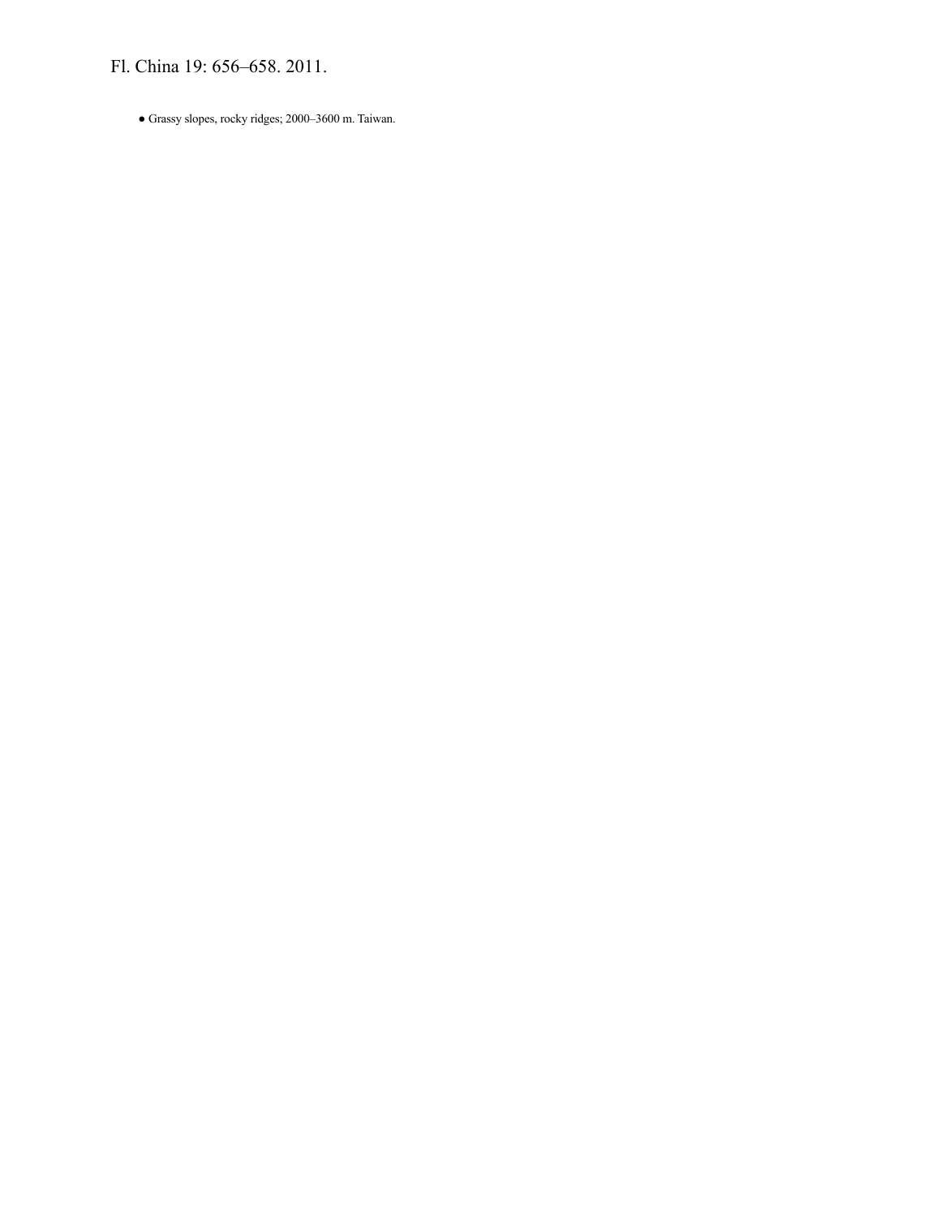● Grassy slopes, rocky ridges; 2000–3600 m. Taiwan.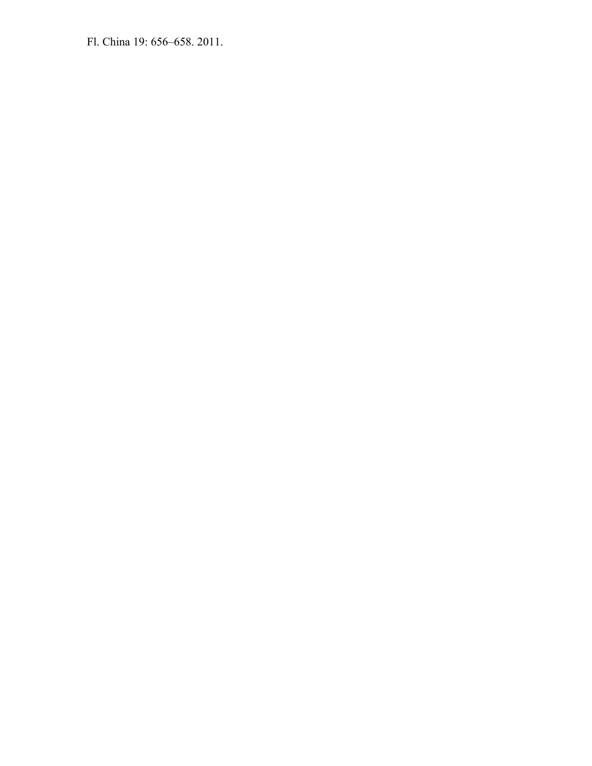Fl. China 19: 656–658. 2011.